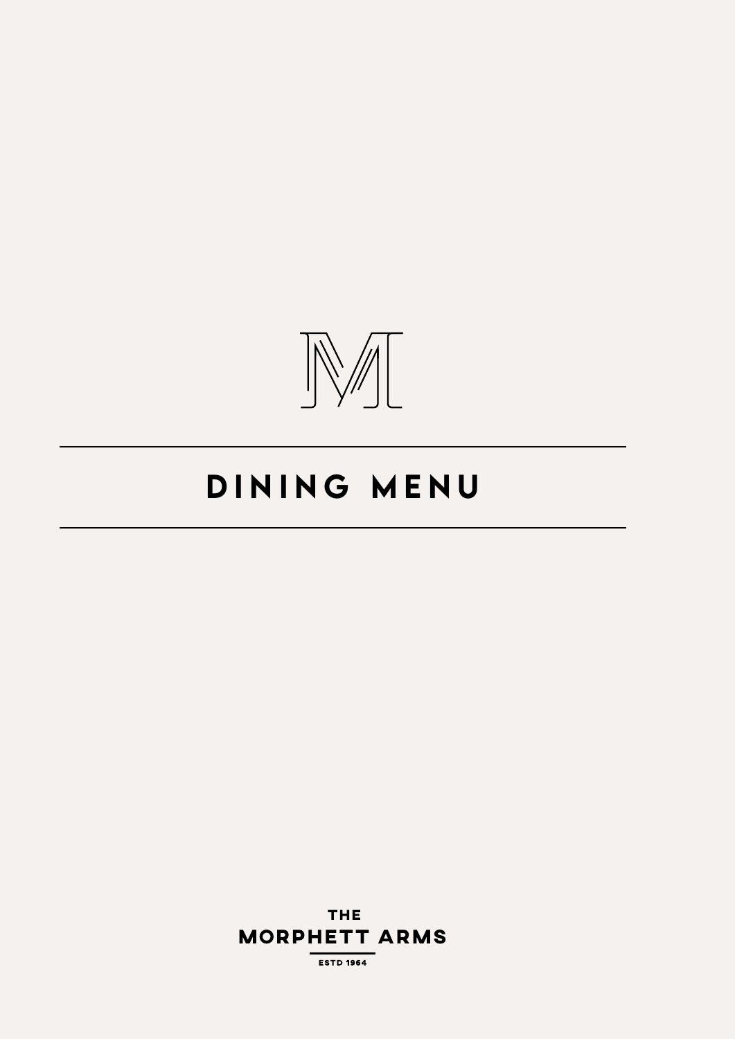# DINING MENU

THE
MORPHETT ARMS
ESTD 1964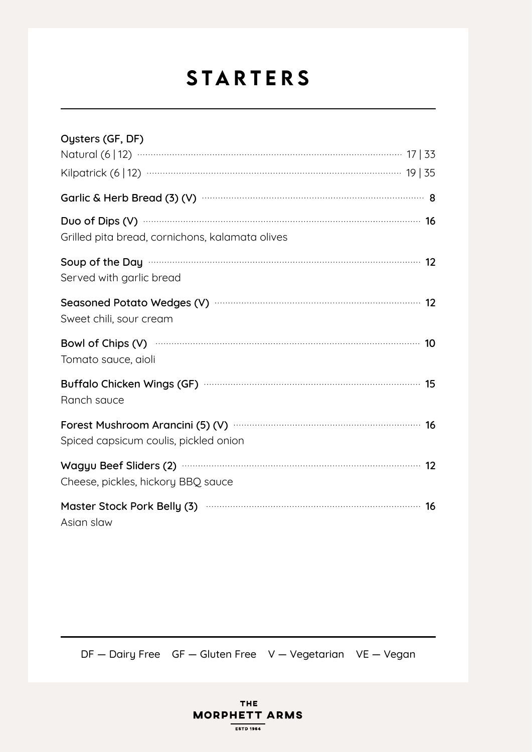# STARTERS

**Oysters (GF, DF)**

Natural (6 | 12) ........ 17 | 33

Kilpatrick (6 | 12) ........ 19 | 35

**Garlic & Herb Bread (3) (V)** ........ **8**

**Duo of Dips (V)** ........ **16**

Grilled pita bread, cornichons, kalamata olives

**Soup of the Day** ........ **12**

Served with garlic bread

**Seasoned Potato Wedges (V)** ........ **12**

Sweet chili, sour cream

**Bowl of Chips (V)** ........ **10**

Tomato sauce, aioli

**Buffalo Chicken Wings (GF)** ........ **15**

Ranch sauce

**Forest Mushroom Arancini (5) (V)** ........ **16**

Spiced capsicum coulis, pickled onion

**Wagyu Beef Sliders (2)** ........ **12**

Cheese, pickles, hickory BBQ sauce

**Master Stock Pork Belly (3)** ........ **16**

Asian slaw

DF — Dairy Free GF — Gluten Free V — Vegetarian VE — Vegan

THE MORPHETT ARMS

ESTD 1964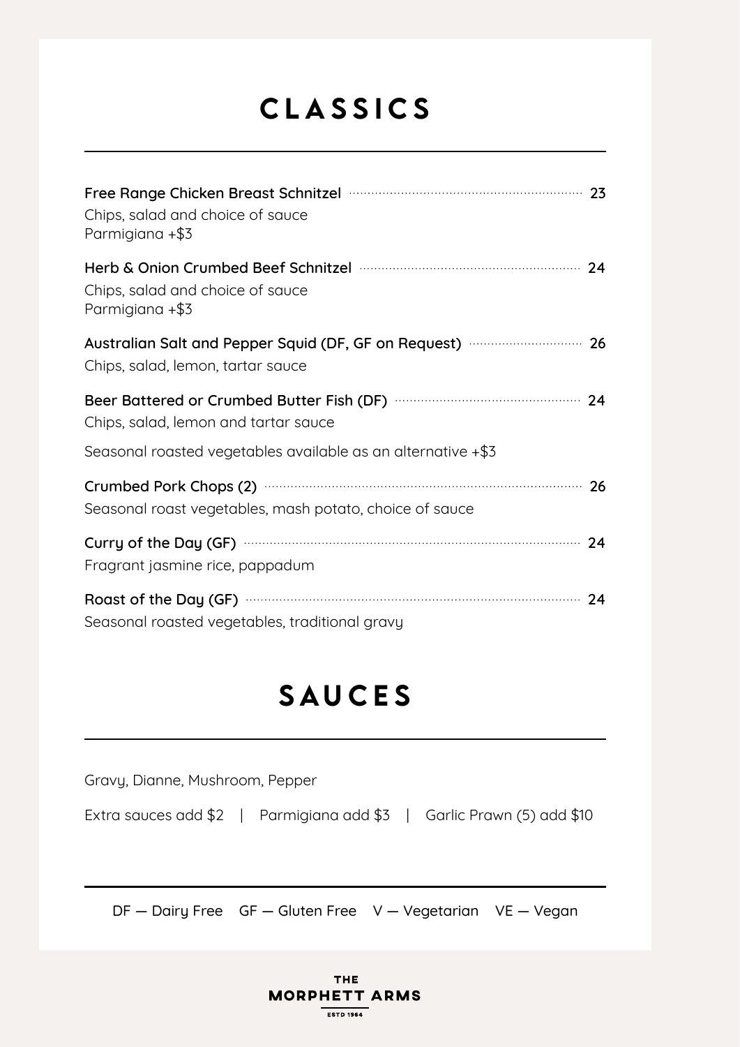# CLASSICS

**Free Range Chicken Breast Schnitzel** ........ 23
Chips, salad and choice of sauce
Parmigiana +$3

**Herb & Onion Crumbed Beef Schnitzel** ........ 24
Chips, salad and choice of sauce
Parmigiana +$3

**Australian Salt and Pepper Squid (DF, GF on Request)** ........ 26
Chips, salad, lemon, tartar sauce

**Beer Battered or Crumbed Butter Fish (DF)** ........ 24
Chips, salad, lemon and tartar sauce

Seasonal roasted vegetables available as an alternative +$3

**Crumbed Pork Chops (2)** ........ 26
Seasonal roast vegetables, mash potato, choice of sauce

**Curry of the Day (GF)** ........ 24
Fragrant jasmine rice, pappadum

**Roast of the Day (GF)** ........ 24
Seasonal roasted vegetables, traditional gravy

# SAUCES

Gravy, Dianne, Mushroom, Pepper

Extra sauces add $2 | Parmigiana add $3 | Garlic Prawn (5) add $10

DF — Dairy Free GF — Gluten Free V — Vegetarian VE — Vegan

THE MORPHETT ARMS
ESTD 1964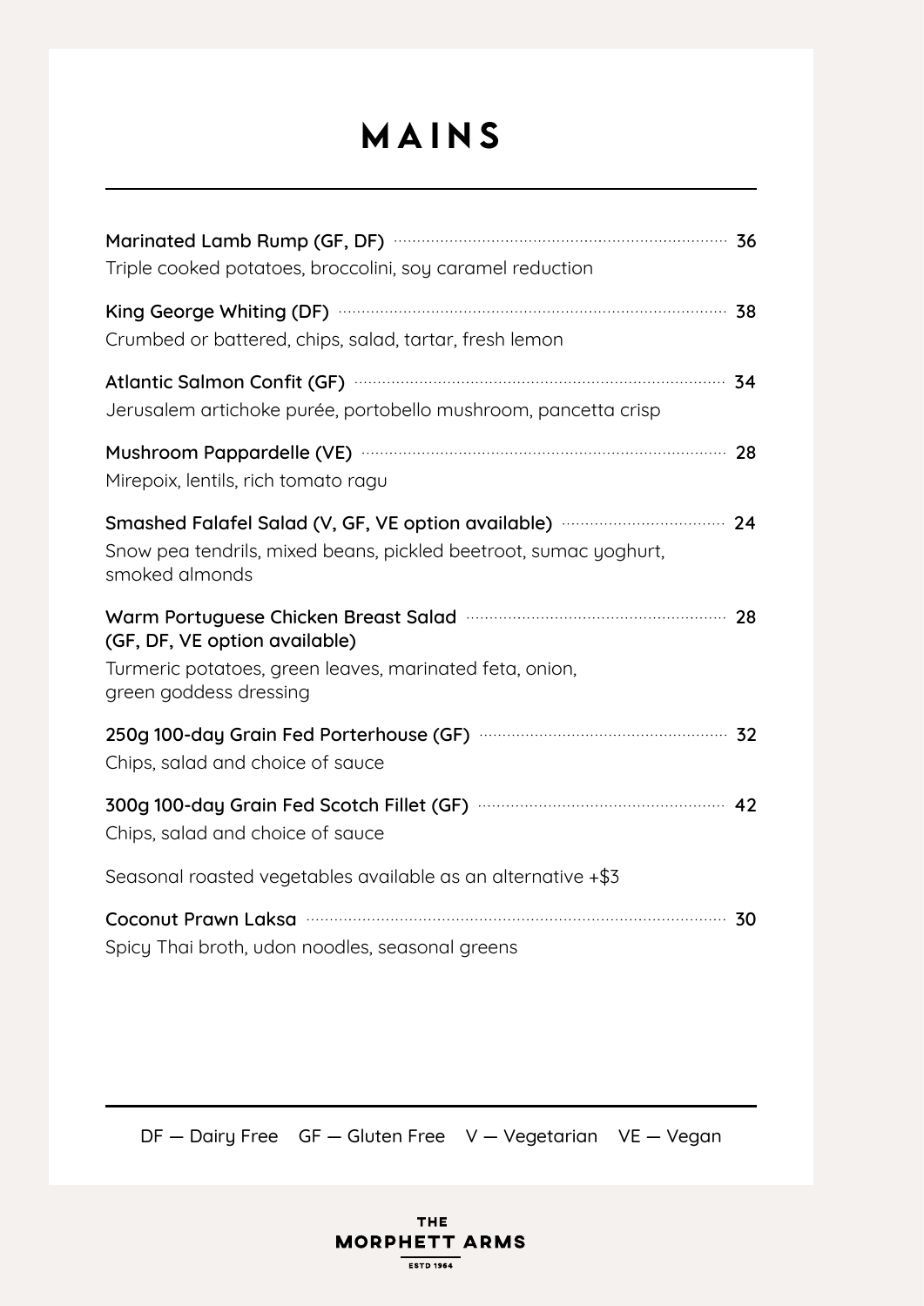# MAINS

**Marinated Lamb Rump (GF, DF)** ........ 36
Triple cooked potatoes, broccolini, soy caramel reduction

**King George Whiting (DF)** ........ 38
Crumbed or battered, chips, salad, tartar, fresh lemon

**Atlantic Salmon Confit (GF)** ........ 34
Jerusalem artichoke purée, portobello mushroom, pancetta crisp

**Mushroom Pappardelle (VE)** ........ 28
Mirepoix, lentils, rich tomato ragu

**Smashed Falafel Salad (V, GF, VE option available)** ........ 24
Snow pea tendrils, mixed beans, pickled beetroot, sumac yoghurt, smoked almonds

**Warm Portuguese Chicken Breast Salad (GF, DF, VE option available)** ........ 28
Turmeric potatoes, green leaves, marinated feta, onion, green goddess dressing

**250g 100-day Grain Fed Porterhouse (GF)** ........ 32
Chips, salad and choice of sauce

**300g 100-day Grain Fed Scotch Fillet (GF)** ........ 42
Chips, salad and choice of sauce

Seasonal roasted vegetables available as an alternative +$3

**Coconut Prawn Laksa** ........ 30
Spicy Thai broth, udon noodles, seasonal greens

DF — Dairy Free GF — Gluten Free V — Vegetarian VE — Vegan

THE MORPHETT ARMS
ESTD 1964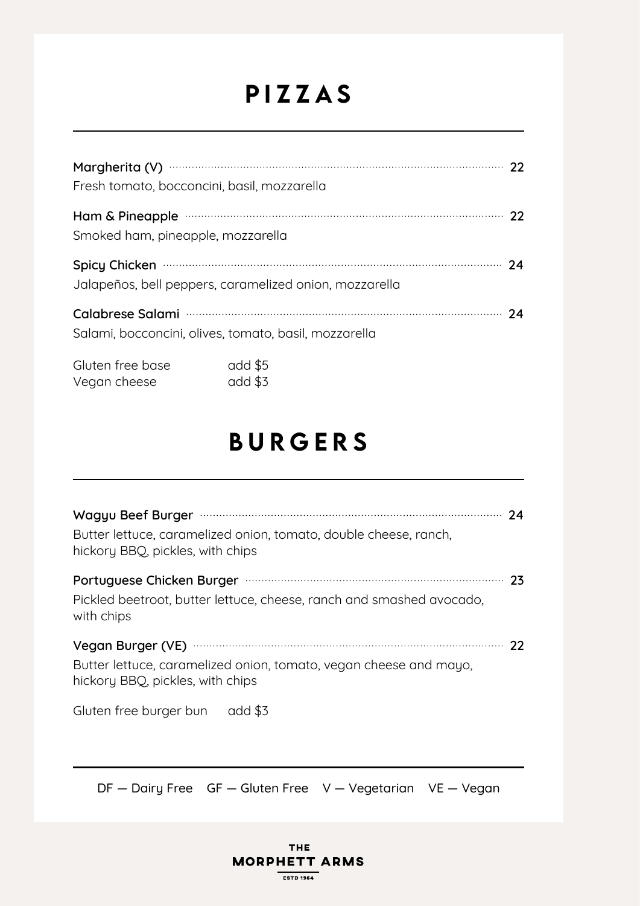# PIZZAS

**Margherita (V)** ........ 22
Fresh tomato, bocconcini, basil, mozzarella

**Ham & Pineapple** ........ 22
Smoked ham, pineapple, mozzarella

**Spicy Chicken** ........ 24
Jalapeños, bell peppers, caramelized onion, mozzarella

**Calabrese Salami** ........ 24
Salami, bocconcini, olives, tomato, basil, mozzarella

Gluten free base — add $5
Vegan cheese — add $3

# BURGERS

**Wagyu Beef Burger** ........ 24
Butter lettuce, caramelized onion, tomato, double cheese, ranch, hickory BBQ, pickles, with chips

**Portuguese Chicken Burger** ........ 23
Pickled beetroot, butter lettuce, cheese, ranch and smashed avocado, with chips

**Vegan Burger (VE)** ........ 22
Butter lettuce, caramelized onion, tomato, vegan cheese and mayo, hickory BBQ, pickles, with chips

Gluten free burger bun — add $3

DF — Dairy Free GF — Gluten Free V — Vegetarian VE — Vegan

THE MORPHETT ARMS
ESTD 1964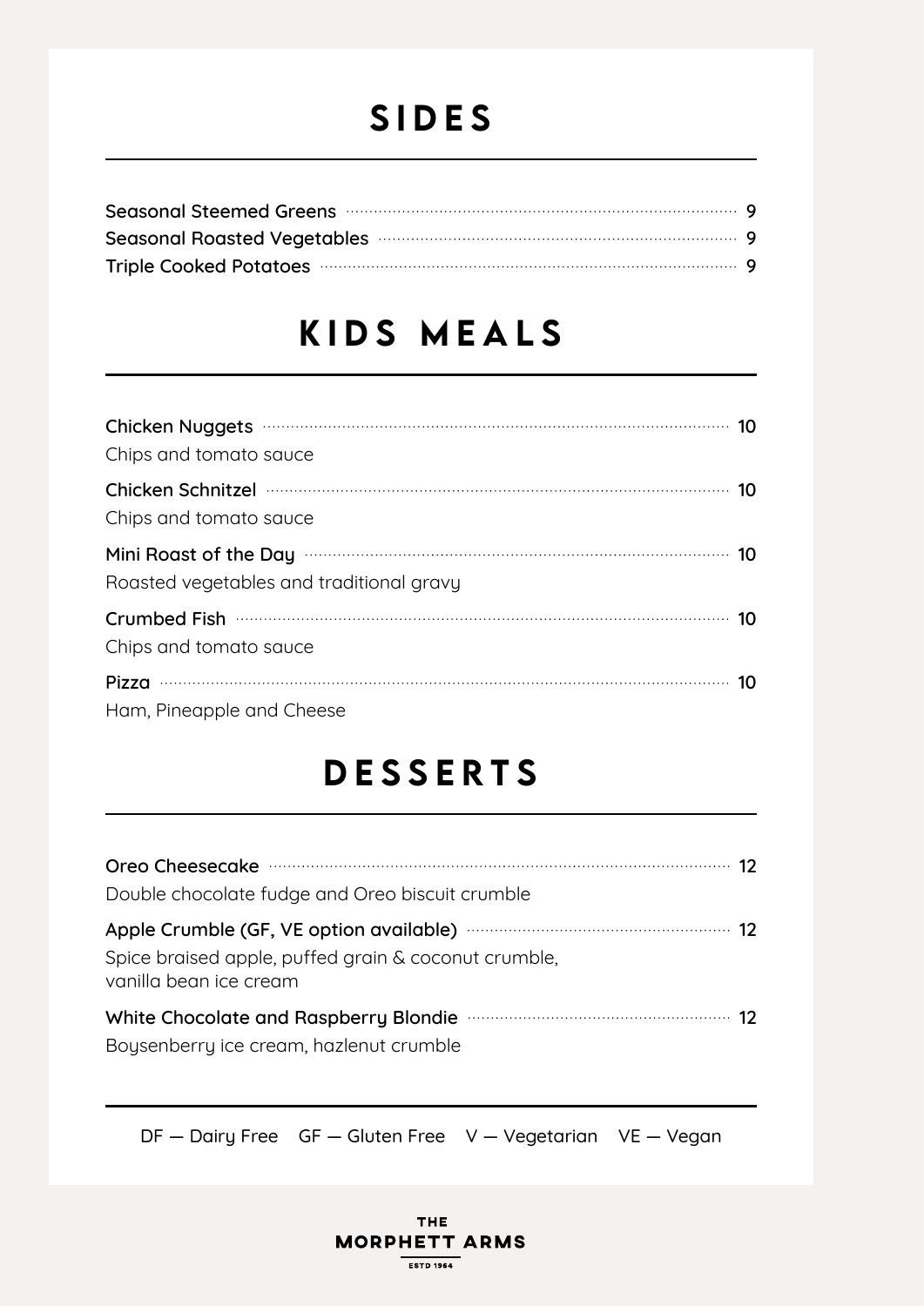# SIDES

Seasonal Steemed Greens ........ 9
Seasonal Roasted Vegetables ........ 9
Triple Cooked Potatoes ........ 9

# KIDS MEALS

**Chicken Nuggets** ........ 10
Chips and tomato sauce

**Chicken Schnitzel** ........ 10
Chips and tomato sauce

**Mini Roast of the Day** ........ 10
Roasted vegetables and traditional gravy

**Crumbed Fish** ........ 10
Chips and tomato sauce

**Pizza** ........ 10
Ham, Pineapple and Cheese

# DESSERTS

**Oreo Cheesecake** ........ 12
Double chocolate fudge and Oreo biscuit crumble

**Apple Crumble (GF, VE option available)** ........ 12
Spice braised apple, puffed grain & coconut crumble, vanilla bean ice cream

**White Chocolate and Raspberry Blondie** ........ 12
Boysenberry ice cream, hazlenut crumble

DF — Dairy Free GF — Gluten Free V — Vegetarian VE — Vegan

THE MORPHETT ARMS
ESTD 1964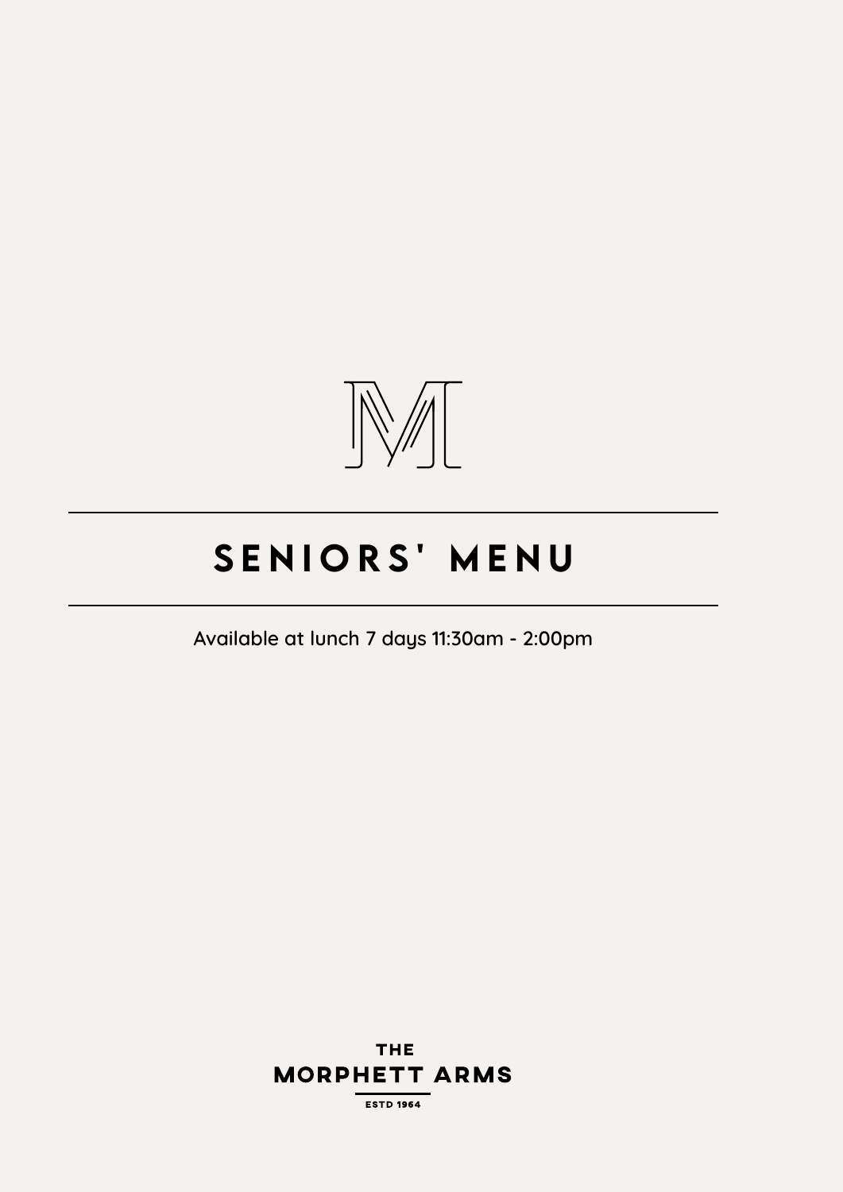# SENIORS' MENU

Available at lunch 7 days 11:30am - 2:00pm

THE
MORPHETT ARMS
ESTD 1964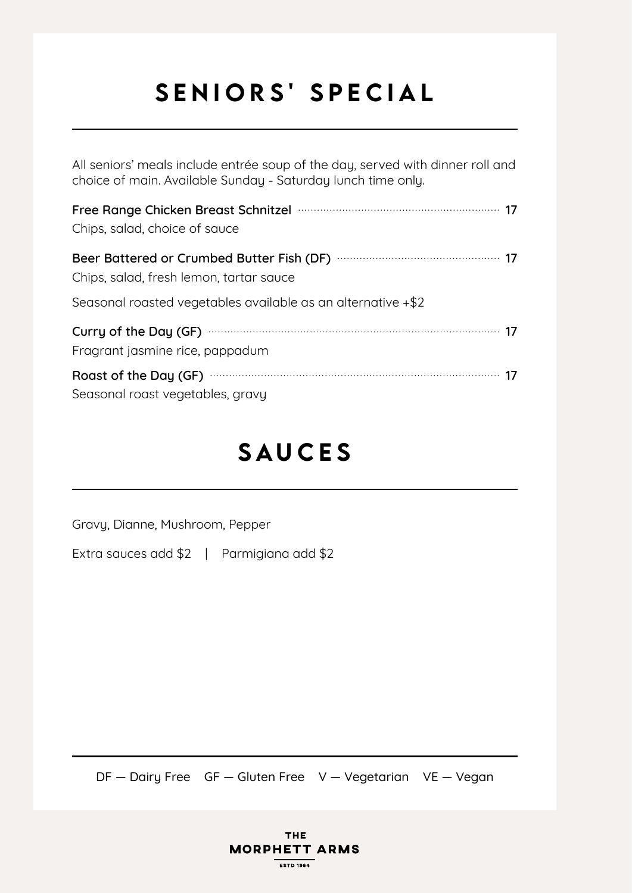# SENIORS' SPECIAL

All seniors' meals include entrée soup of the day, served with dinner roll and choice of main. Available Sunday - Saturday lunch time only.

**Free Range Chicken Breast Schnitzel** ........ **17**
Chips, salad, choice of sauce

**Beer Battered or Crumbed Butter Fish (DF)** ........ **17**
Chips, salad, fresh lemon, tartar sauce

Seasonal roasted vegetables available as an alternative +$2

**Curry of the Day (GF)** ........ **17**
Fragrant jasmine rice, pappadum

**Roast of the Day (GF)** ........ **17**
Seasonal roast vegetables, gravy

# SAUCES

Gravy, Dianne, Mushroom, Pepper

Extra sauces add $2 | Parmigiana add $2

DF — Dairy Free GF — Gluten Free V — Vegetarian VE — Vegan

THE MORPHETT ARMS
ESTD 1964